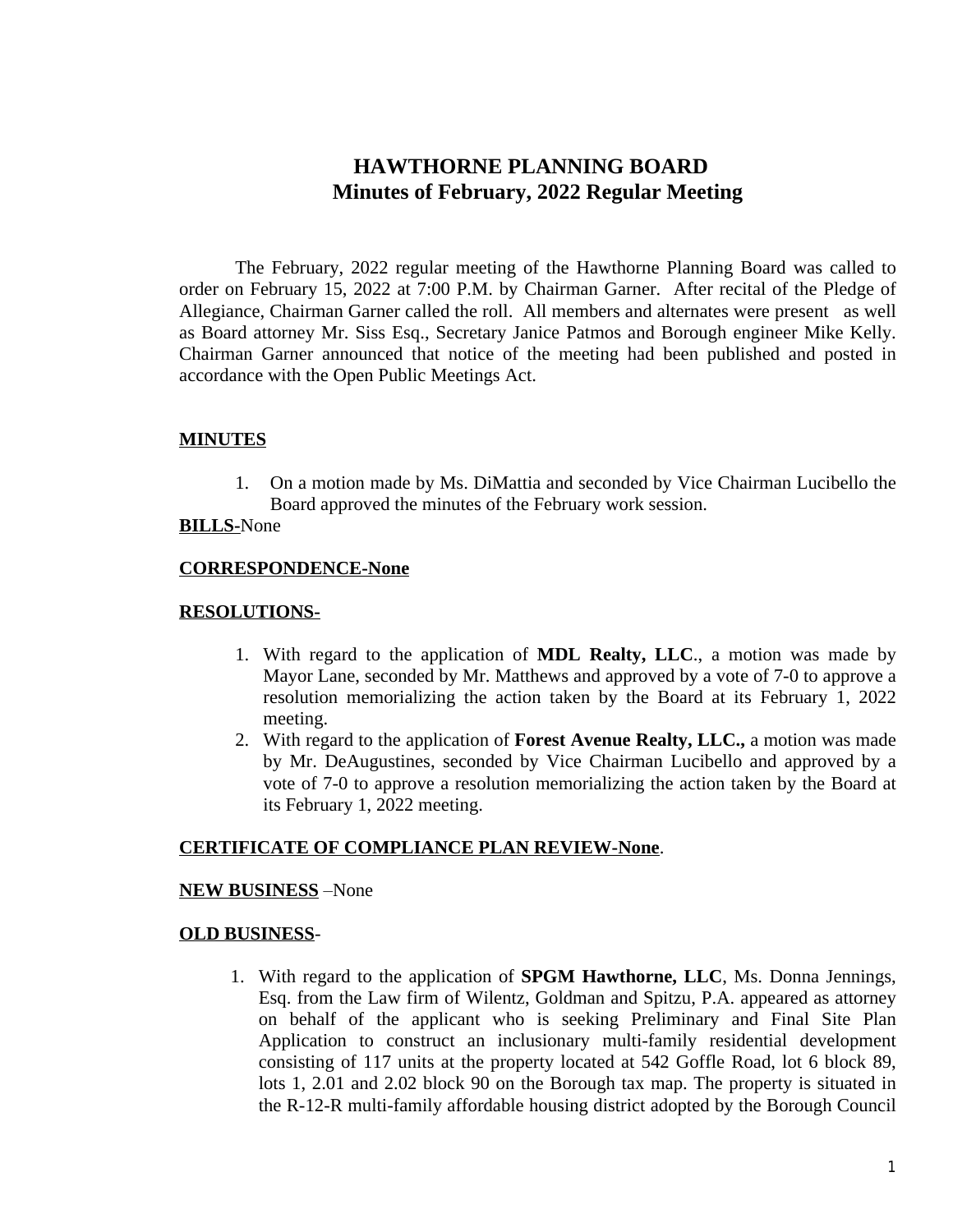# HAWTHORNE PLANNING BOARD
## Minutes of February, 2022 Regular Meeting

The February, 2022 regular meeting of the Hawthorne Planning Board was called to order on February 15, 2022 at 7:00 P.M. by Chairman Garner. After recital of the Pledge of Allegiance, Chairman Garner called the roll. All members and alternates were present as well as Board attorney Mr. Siss Esq., Secretary Janice Patmos and Borough engineer Mike Kelly. Chairman Garner announced that notice of the meeting had been published and posted in accordance with the Open Public Meetings Act.

**MINUTES**

1. On a motion made by Ms. DiMattia and seconded by Vice Chairman Lucibello the Board approved the minutes of the February work session.

**BILLS-**None

**CORRESPONDENCE-None**

**RESOLUTIONS-**

1. With regard to the application of **MDL Realty, LLC**., a motion was made by Mayor Lane, seconded by Mr. Matthews and approved by a vote of 7-0 to approve a resolution memorializing the action taken by the Board at its February 1, 2022 meeting.
2. With regard to the application of **Forest Avenue Realty, LLC.,** a motion was made by Mr. DeAugustines, seconded by Vice Chairman Lucibello and approved by a vote of 7-0 to approve a resolution memorializing the action taken by the Board at its February 1, 2022 meeting.

**CERTIFICATE OF COMPLIANCE PLAN REVIEW-None**.

**NEW BUSINESS** –None

**OLD BUSINESS**-

1. With regard to the application of **SPGM Hawthorne, LLC**, Ms. Donna Jennings, Esq. from the Law firm of Wilentz, Goldman and Spitzu, P.A. appeared as attorney on behalf of the applicant who is seeking Preliminary and Final Site Plan Application to construct an inclusionary multi-family residential development consisting of 117 units at the property located at 542 Goffle Road, lot 6 block 89, lots 1, 2.01 and 2.02 block 90 on the Borough tax map. The property is situated in the R-12-R multi-family affordable housing district adopted by the Borough Council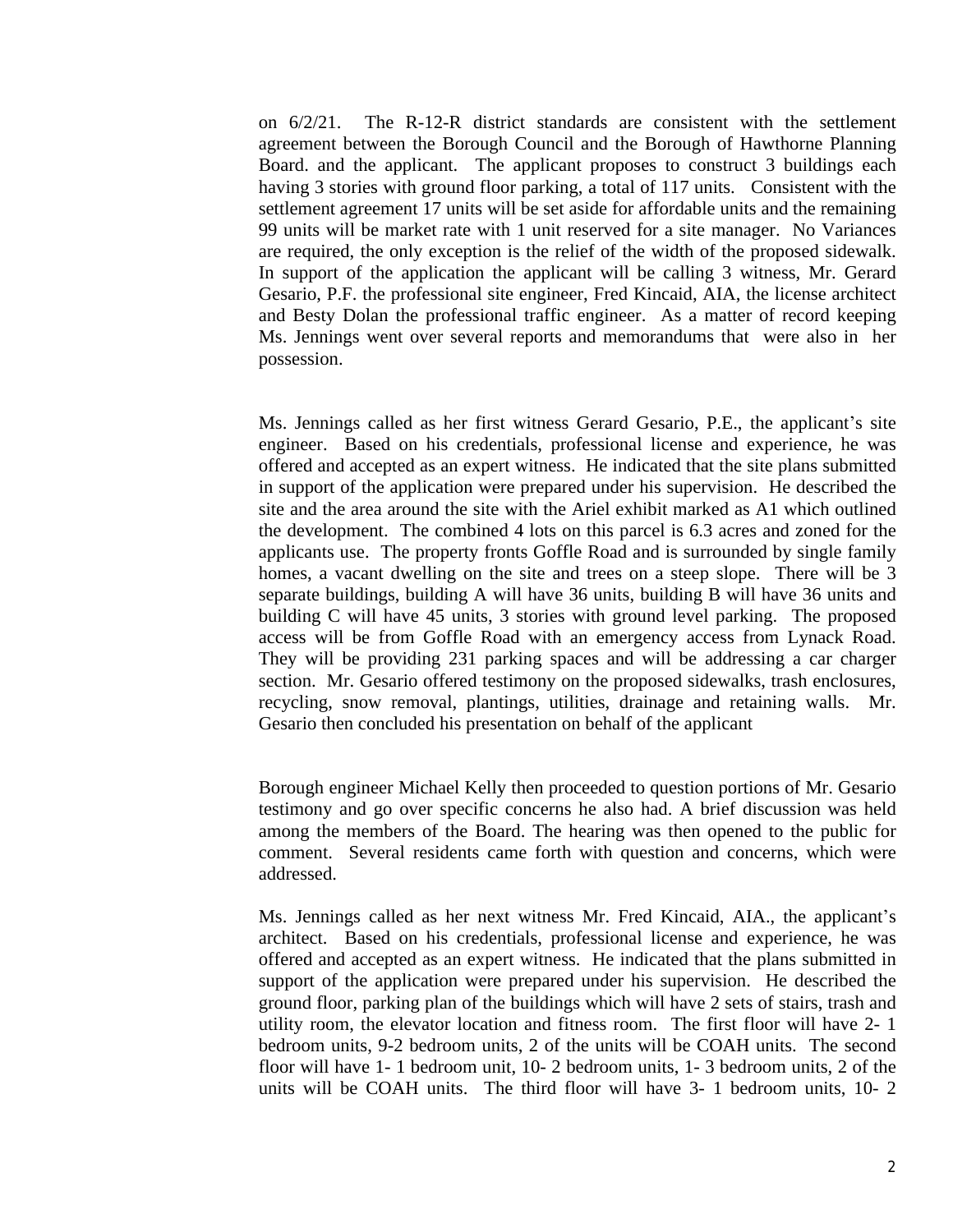on 6/2/21. The R-12-R district standards are consistent with the settlement agreement between the Borough Council and the Borough of Hawthorne Planning Board. and the applicant. The applicant proposes to construct 3 buildings each having 3 stories with ground floor parking, a total of 117 units. Consistent with the settlement agreement 17 units will be set aside for affordable units and the remaining 99 units will be market rate with 1 unit reserved for a site manager. No Variances are required, the only exception is the relief of the width of the proposed sidewalk. In support of the application the applicant will be calling 3 witness, Mr. Gerard Gesario, P.F. the professional site engineer, Fred Kincaid, AIA, the license architect and Besty Dolan the professional traffic engineer. As a matter of record keeping Ms. Jennings went over several reports and memorandums that were also in her possession.

Ms. Jennings called as her first witness Gerard Gesario, P.E., the applicant's site engineer. Based on his credentials, professional license and experience, he was offered and accepted as an expert witness. He indicated that the site plans submitted in support of the application were prepared under his supervision. He described the site and the area around the site with the Ariel exhibit marked as A1 which outlined the development. The combined 4 lots on this parcel is 6.3 acres and zoned for the applicants use. The property fronts Goffle Road and is surrounded by single family homes, a vacant dwelling on the site and trees on a steep slope. There will be 3 separate buildings, building A will have 36 units, building B will have 36 units and building C will have 45 units, 3 stories with ground level parking. The proposed access will be from Goffle Road with an emergency access from Lynack Road. They will be providing 231 parking spaces and will be addressing a car charger section. Mr. Gesario offered testimony on the proposed sidewalks, trash enclosures, recycling, snow removal, plantings, utilities, drainage and retaining walls. Mr. Gesario then concluded his presentation on behalf of the applicant

Borough engineer Michael Kelly then proceeded to question portions of Mr. Gesario testimony and go over specific concerns he also had. A brief discussion was held among the members of the Board. The hearing was then opened to the public for comment. Several residents came forth with question and concerns, which were addressed.

Ms. Jennings called as her next witness Mr. Fred Kincaid, AIA., the applicant's architect. Based on his credentials, professional license and experience, he was offered and accepted as an expert witness. He indicated that the plans submitted in support of the application were prepared under his supervision. He described the ground floor, parking plan of the buildings which will have 2 sets of stairs, trash and utility room, the elevator location and fitness room. The first floor will have 2- 1 bedroom units, 9-2 bedroom units, 2 of the units will be COAH units. The second floor will have 1- 1 bedroom unit, 10- 2 bedroom units, 1- 3 bedroom units, 2 of the units will be COAH units. The third floor will have 3- 1 bedroom units, 10- 2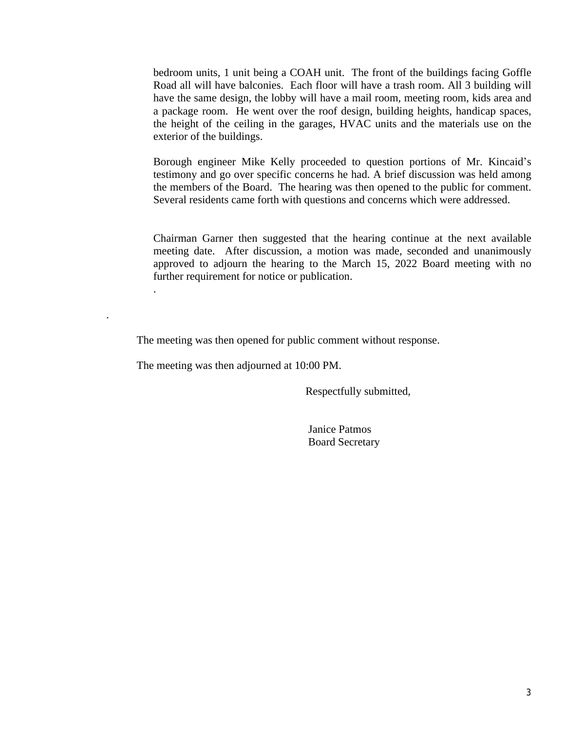bedroom units, 1 unit being a COAH unit. The front of the buildings facing Goffle Road all will have balconies. Each floor will have a trash room. All 3 building will have the same design, the lobby will have a mail room, meeting room, kids area and a package room. He went over the roof design, building heights, handicap spaces, the height of the ceiling in the garages, HVAC units and the materials use on the exterior of the buildings.

Borough engineer Mike Kelly proceeded to question portions of Mr. Kincaid's testimony and go over specific concerns he had. A brief discussion was held among the members of the Board. The hearing was then opened to the public for comment. Several residents came forth with questions and concerns which were addressed.

Chairman Garner then suggested that the hearing continue at the next available meeting date. After discussion, a motion was made, seconded and unanimously approved to adjourn the hearing to the March 15, 2022 Board meeting with no further requirement for notice or publication.

.

.

The meeting was then opened for public comment without response.

The meeting was then adjourned at 10:00 PM.

Respectfully submitted,

Janice Patmos
Board Secretary